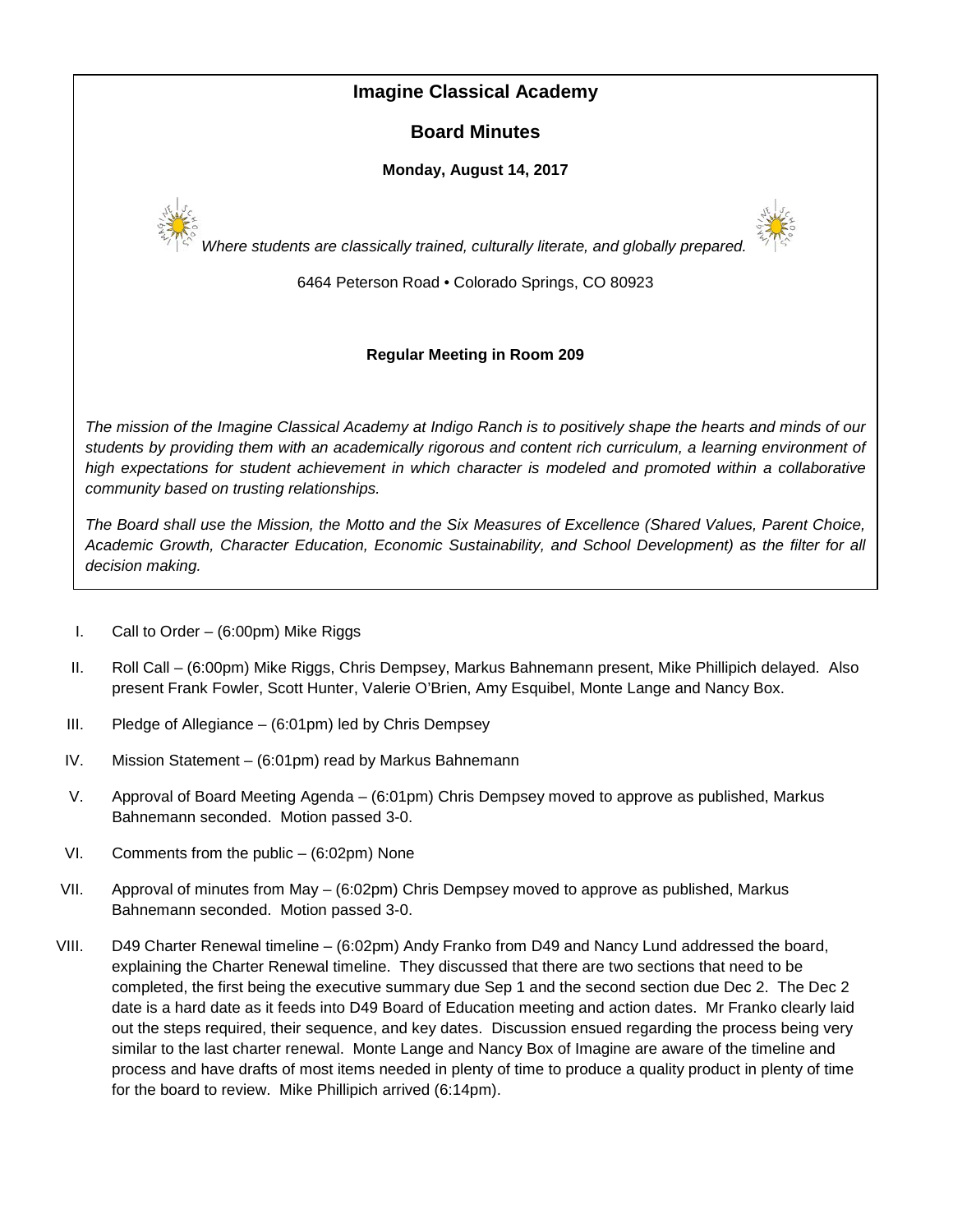# Imagine Classical Academy

## Board Minutes

**Monday, August 14, 2017**

*Where students are classically trained, culturally literate, and globally prepared.*

6464 Peterson Road • Colorado Springs, CO 80923

**Regular Meeting in Room 209**

*The mission of the Imagine Classical Academy at Indigo Ranch is to positively shape the hearts and minds of our students by providing them with an academically rigorous and content rich curriculum, a learning environment of high expectations for student achievement in which character is modeled and promoted within a collaborative community based on trusting relationships.*

*The Board shall use the Mission, the Motto and the Six Measures of Excellence (Shared Values, Parent Choice, Academic Growth, Character Education, Economic Sustainability, and School Development) as the filter for all decision making.*

I. Call to Order – (6:00pm) Mike Riggs

II. Roll Call – (6:00pm) Mike Riggs, Chris Dempsey, Markus Bahnemann present, Mike Phillipich delayed. Also present Frank Fowler, Scott Hunter, Valerie O'Brien, Amy Esquibel, Monte Lange and Nancy Box.

III. Pledge of Allegiance – (6:01pm) led by Chris Dempsey

IV. Mission Statement – (6:01pm) read by Markus Bahnemann

V. Approval of Board Meeting Agenda – (6:01pm) Chris Dempsey moved to approve as published, Markus Bahnemann seconded. Motion passed 3-0.

VI. Comments from the public – (6:02pm) None

VII. Approval of minutes from May – (6:02pm) Chris Dempsey moved to approve as published, Markus Bahnemann seconded. Motion passed 3-0.

VIII. D49 Charter Renewal timeline – (6:02pm) Andy Franko from D49 and Nancy Lund addressed the board, explaining the Charter Renewal timeline. They discussed that there are two sections that need to be completed, the first being the executive summary due Sep 1 and the second section due Dec 2. The Dec 2 date is a hard date as it feeds into D49 Board of Education meeting and action dates. Mr Franko clearly laid out the steps required, their sequence, and key dates. Discussion ensued regarding the process being very similar to the last charter renewal. Monte Lange and Nancy Box of Imagine are aware of the timeline and process and have drafts of most items needed in plenty of time to produce a quality product in plenty of time for the board to review. Mike Phillipich arrived (6:14pm).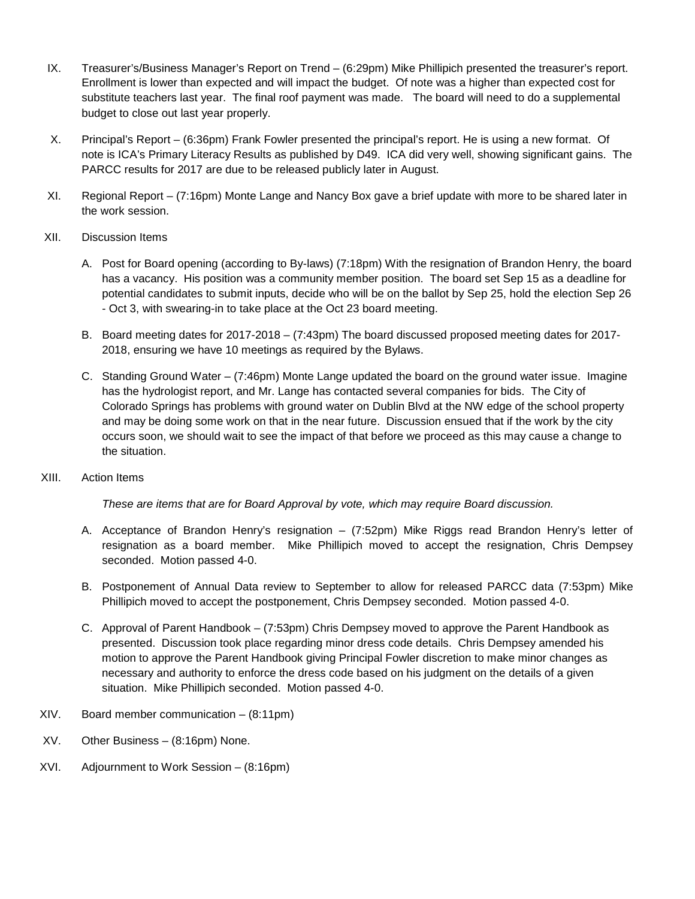IX. Treasurer's/Business Manager's Report on Trend – (6:29pm) Mike Phillipich presented the treasurer's report. Enrollment is lower than expected and will impact the budget. Of note was a higher than expected cost for substitute teachers last year. The final roof payment was made. The board will need to do a supplemental budget to close out last year properly.

X. Principal's Report – (6:36pm) Frank Fowler presented the principal's report. He is using a new format. Of note is ICA's Primary Literacy Results as published by D49. ICA did very well, showing significant gains. The PARCC results for 2017 are due to be released publicly later in August.

XI. Regional Report – (7:16pm) Monte Lange and Nancy Box gave a brief update with more to be shared later in the work session.

XII. Discussion Items

  A. Post for Board opening (according to By-laws) (7:18pm) With the resignation of Brandon Henry, the board has a vacancy. His position was a community member position. The board set Sep 15 as a deadline for potential candidates to submit inputs, decide who will be on the ballot by Sep 25, hold the election Sep 26 - Oct 3, with swearing-in to take place at the Oct 23 board meeting.

  B. Board meeting dates for 2017-2018 – (7:43pm) The board discussed proposed meeting dates for 2017-2018, ensuring we have 10 meetings as required by the Bylaws.

  C. Standing Ground Water – (7:46pm) Monte Lange updated the board on the ground water issue. Imagine has the hydrologist report, and Mr. Lange has contacted several companies for bids. The City of Colorado Springs has problems with ground water on Dublin Blvd at the NW edge of the school property and may be doing some work on that in the near future. Discussion ensued that if the work by the city occurs soon, we should wait to see the impact of that before we proceed as this may cause a change to the situation.

XIII. Action Items

  *These are items that are for Board Approval by vote, which may require Board discussion.*

  A. Acceptance of Brandon Henry's resignation – (7:52pm) Mike Riggs read Brandon Henry's letter of resignation as a board member. Mike Phillipich moved to accept the resignation, Chris Dempsey seconded. Motion passed 4-0.

  B. Postponement of Annual Data review to September to allow for released PARCC data (7:53pm) Mike Phillipich moved to accept the postponement, Chris Dempsey seconded. Motion passed 4-0.

  C. Approval of Parent Handbook – (7:53pm) Chris Dempsey moved to approve the Parent Handbook as presented. Discussion took place regarding minor dress code details. Chris Dempsey amended his motion to approve the Parent Handbook giving Principal Fowler discretion to make minor changes as necessary and authority to enforce the dress code based on his judgment on the details of a given situation. Mike Phillipich seconded. Motion passed 4-0.

XIV. Board member communication – (8:11pm)

XV. Other Business – (8:16pm) None.

XVI. Adjournment to Work Session – (8:16pm)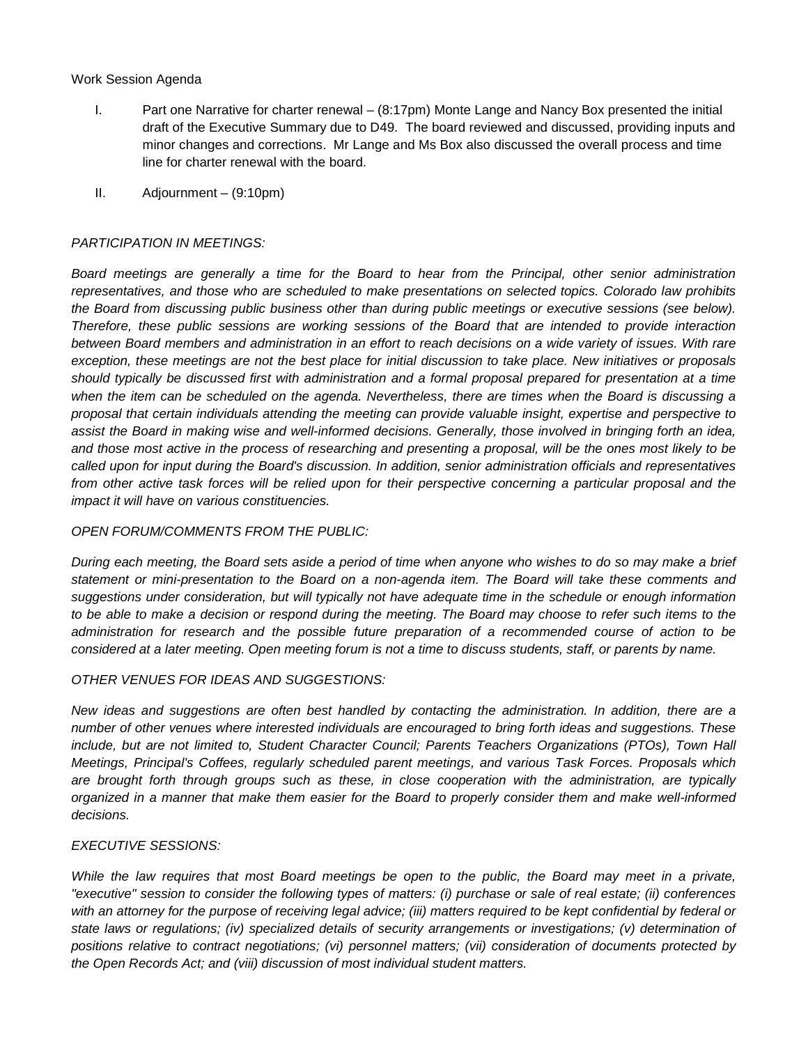Work Session Agenda

I. Part one Narrative for charter renewal – (8:17pm) Monte Lange and Nancy Box presented the initial draft of the Executive Summary due to D49. The board reviewed and discussed, providing inputs and minor changes and corrections. Mr Lange and Ms Box also discussed the overall process and time line for charter renewal with the board.

II. Adjournment – (9:10pm)

*PARTICIPATION IN MEETINGS:*

*Board meetings are generally a time for the Board to hear from the Principal, other senior administration representatives, and those who are scheduled to make presentations on selected topics. Colorado law prohibits the Board from discussing public business other than during public meetings or executive sessions (see below). Therefore, these public sessions are working sessions of the Board that are intended to provide interaction between Board members and administration in an effort to reach decisions on a wide variety of issues. With rare exception, these meetings are not the best place for initial discussion to take place. New initiatives or proposals should typically be discussed first with administration and a formal proposal prepared for presentation at a time when the item can be scheduled on the agenda. Nevertheless, there are times when the Board is discussing a proposal that certain individuals attending the meeting can provide valuable insight, expertise and perspective to assist the Board in making wise and well-informed decisions. Generally, those involved in bringing forth an idea, and those most active in the process of researching and presenting a proposal, will be the ones most likely to be called upon for input during the Board's discussion. In addition, senior administration officials and representatives from other active task forces will be relied upon for their perspective concerning a particular proposal and the impact it will have on various constituencies.*

*OPEN FORUM/COMMENTS FROM THE PUBLIC:*

*During each meeting, the Board sets aside a period of time when anyone who wishes to do so may make a brief statement or mini-presentation to the Board on a non-agenda item. The Board will take these comments and suggestions under consideration, but will typically not have adequate time in the schedule or enough information to be able to make a decision or respond during the meeting. The Board may choose to refer such items to the administration for research and the possible future preparation of a recommended course of action to be considered at a later meeting. Open meeting forum is not a time to discuss students, staff, or parents by name.*

*OTHER VENUES FOR IDEAS AND SUGGESTIONS:*

*New ideas and suggestions are often best handled by contacting the administration. In addition, there are a number of other venues where interested individuals are encouraged to bring forth ideas and suggestions. These include, but are not limited to, Student Character Council; Parents Teachers Organizations (PTOs), Town Hall Meetings, Principal's Coffees, regularly scheduled parent meetings, and various Task Forces. Proposals which are brought forth through groups such as these, in close cooperation with the administration, are typically organized in a manner that make them easier for the Board to properly consider them and make well-informed decisions.*

*EXECUTIVE SESSIONS:*

*While the law requires that most Board meetings be open to the public, the Board may meet in a private, "executive" session to consider the following types of matters: (i) purchase or sale of real estate; (ii) conferences with an attorney for the purpose of receiving legal advice; (iii) matters required to be kept confidential by federal or state laws or regulations; (iv) specialized details of security arrangements or investigations; (v) determination of positions relative to contract negotiations; (vi) personnel matters; (vii) consideration of documents protected by the Open Records Act; and (viii) discussion of most individual student matters.*